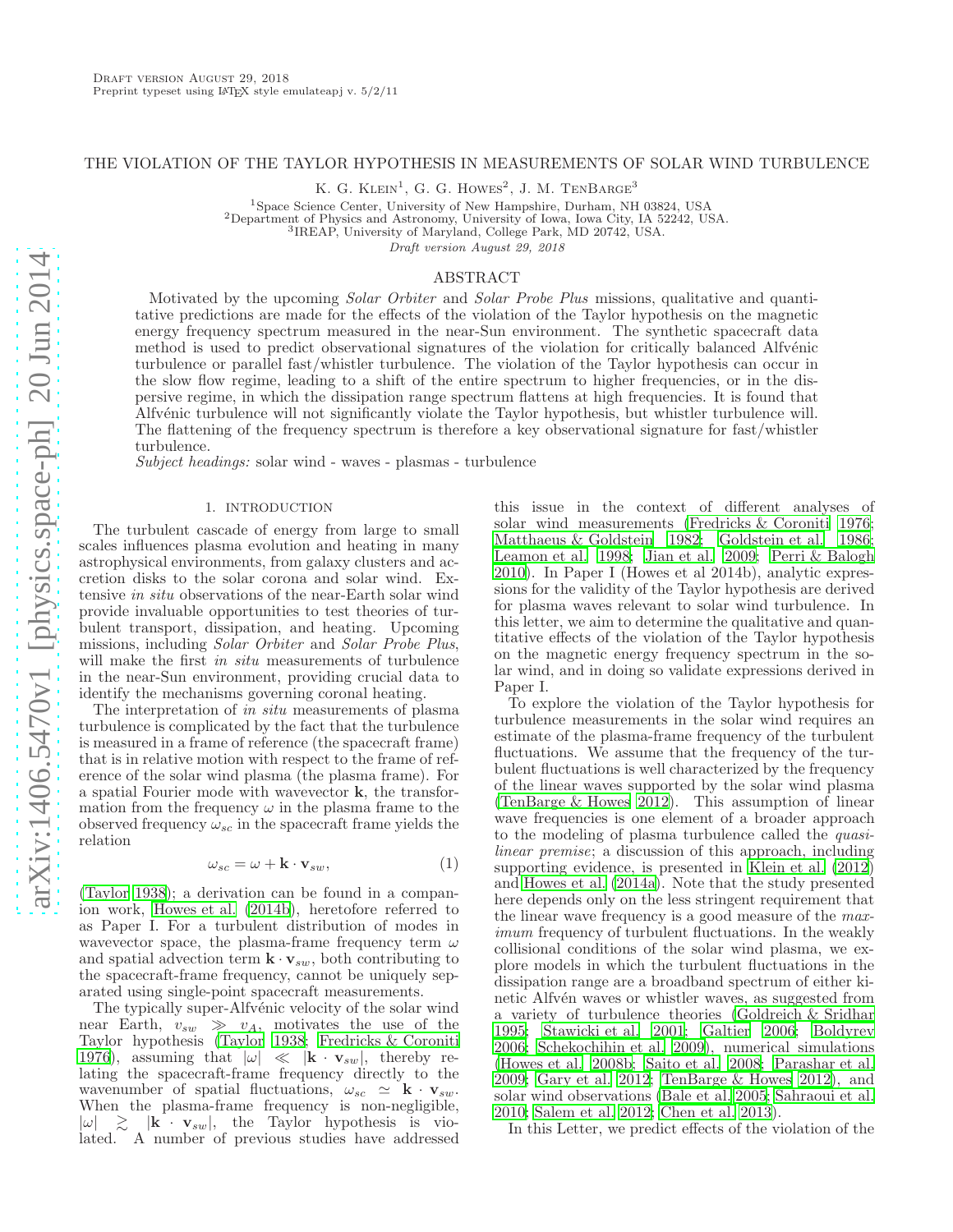Draft version August 29, 2018
Preprint typeset using LATEX style emulateapj v. 5/2/11

# THE VIOLATION OF THE TAYLOR HYPOTHESIS IN MEASUREMENTS OF SOLAR WIND TURBULENCE

K. G. Klein[1], G. G. Howes[2], J. M. TenBarge[3]

[1]Space Science Center, University of New Hampshire, Durham, NH 03824, USA
[2]Department of Physics and Astronomy, University of Iowa, Iowa City, IA 52242, USA.
[3]IREAP, University of Maryland, College Park, MD 20742, USA.

*Draft version August 29, 2018*

## ABSTRACT

Motivated by the upcoming *Solar Orbiter* and *Solar Probe Plus* missions, qualitative and quantitative predictions are made for the effects of the violation of the Taylor hypothesis on the magnetic energy frequency spectrum measured in the near-Sun environment. The synthetic spacecraft data method is used to predict observational signatures of the violation for critically balanced Alfvénic turbulence or parallel fast/whistler turbulence. The violation of the Taylor hypothesis can occur in the slow flow regime, leading to a shift of the entire spectrum to higher frequencies, or in the dispersive regime, in which the dissipation range spectrum flattens at high frequencies. It is found that Alfvénic turbulence will not significantly violate the Taylor hypothesis, but whistler turbulence will. The flattening of the frequency spectrum is therefore a key observational signature for fast/whistler turbulence.

*Subject headings:* solar wind - waves - plasmas - turbulence

## 1. INTRODUCTION

The turbulent cascade of energy from large to small scales influences plasma evolution and heating in many astrophysical environments, from galaxy clusters and accretion disks to the solar corona and solar wind. Extensive *in situ* observations of the near-Earth solar wind provide invaluable opportunities to test theories of turbulent transport, dissipation, and heating. Upcoming missions, including *Solar Orbiter* and *Solar Probe Plus*, will make the first *in situ* measurements of turbulence in the near-Sun environment, providing crucial data to identify the mechanisms governing coronal heating.

The interpretation of *in situ* measurements of plasma turbulence is complicated by the fact that the turbulence is measured in a frame of reference (the spacecraft frame) that is in relative motion with respect to the frame of reference of the solar wind plasma (the plasma frame). For a spatial Fourier mode with wavevector $\mathbf{k}$, the transformation from the frequency $\omega$ in the plasma frame to the observed frequency $\omega_{sc}$ in the spacecraft frame yields the relation

$$\omega_{sc} = \omega + \mathbf{k} \cdot \mathbf{v}_{sw}, \tag{1}$$

(Taylor 1938); a derivation can be found in a companion work, Howes et al. (2014b), heretofore referred to as Paper I. For a turbulent distribution of modes in wavevector space, the plasma-frame frequency term $\omega$ and spatial advection term $\mathbf{k} \cdot \mathbf{v}_{sw}$, both contributing to the spacecraft-frame frequency, cannot be uniquely separated using single-point spacecraft measurements.

The typically super-Alfvénic velocity of the solar wind near Earth, $v_{sw} \gg v_A$, motivates the use of the Taylor hypothesis (Taylor 1938; Fredricks & Coroniti 1976), assuming that $|\omega| \ll |\mathbf{k} \cdot \mathbf{v}_{sw}|$, thereby relating the spacecraft-frame frequency directly to the wavenumber of spatial fluctuations, $\omega_{sc} \simeq \mathbf{k} \cdot \mathbf{v}_{sw}$. When the plasma-frame frequency is non-negligible, $|\omega| \gtrsim |\mathbf{k} \cdot \mathbf{v}_{sw}|$, the Taylor hypothesis is violated. A number of previous studies have addressed this issue in the context of different analyses of solar wind measurements (Fredricks & Coroniti 1976; Matthaeus & Goldstein 1982; Goldstein et al. 1986; Leamon et al. 1998; Jian et al. 2009; Perri & Balogh 2010). In Paper I (Howes et al 2014b), analytic expressions for the validity of the Taylor hypothesis are derived for plasma waves relevant to solar wind turbulence. In this letter, we aim to determine the qualitative and quantitative effects of the violation of the Taylor hypothesis on the magnetic energy frequency spectrum in the solar wind, and in doing so validate expressions derived in Paper I.

To explore the violation of the Taylor hypothesis for turbulence measurements in the solar wind requires an estimate of the plasma-frame frequency of the turbulent fluctuations. We assume that the frequency of the turbulent fluctuations is well characterized by the frequency of the linear waves supported by the solar wind plasma (TenBarge & Howes 2012). This assumption of linear wave frequencies is one element of a broader approach to the modeling of plasma turbulence called the *quasilinear premise*; a discussion of this approach, including supporting evidence, is presented in Klein et al. (2012) and Howes et al. (2014a). Note that the study presented here depends only on the less stringent requirement that the linear wave frequency is a good measure of the *maximum* frequency of turbulent fluctuations. In the weakly collisional conditions of the solar wind plasma, we explore models in which the turbulent fluctuations in the dissipation range are a broadband spectrum of either kinetic Alfvén waves or whistler waves, as suggested from a variety of turbulence theories (Goldreich & Sridhar 1995; Stawicki et al. 2001; Galtier 2006; Boldyrev 2006; Schekochihin et al. 2009), numerical simulations (Howes et al. 2008b; Saito et al. 2008; Parashar et al. 2009; Gary et al. 2012; TenBarge & Howes 2012), and solar wind observations (Bale et al. 2005; Sahraoui et al. 2010; Salem et al. 2012; Chen et al. 2013).

In this Letter, we predict effects of the violation of the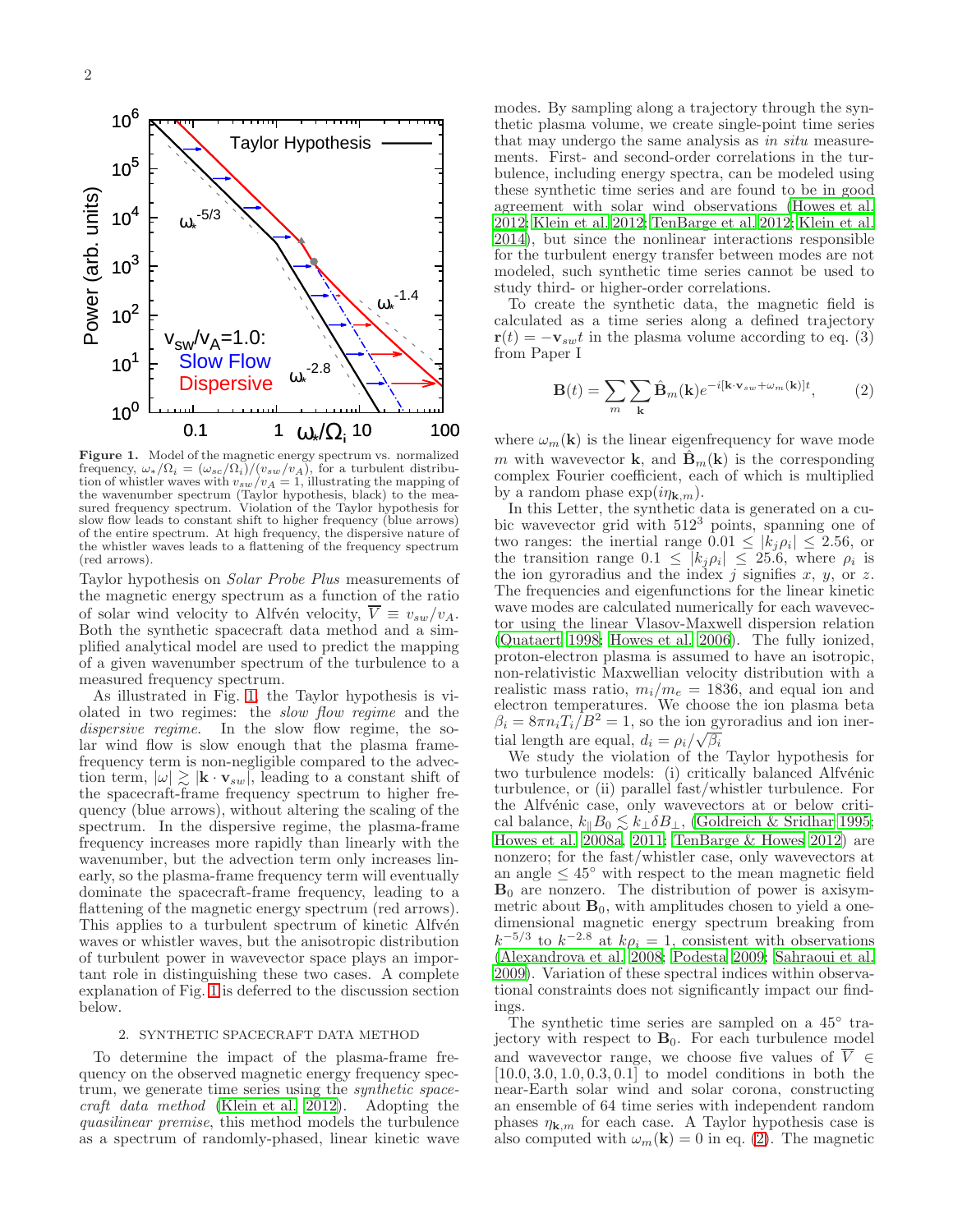**Figure 1.** Model of the magnetic energy spectrum vs. normalized frequency, $\omega_*/\Omega_i = (\omega_{sc}/\Omega_i)/(v_{sw}/v_A)$, for a turbulent distribution of whistler waves with $v_{sw}/v_A = 1$, illustrating the mapping of the wavenumber spectrum (Taylor hypothesis, black) to the measured frequency spectrum. Violation of the Taylor hypothesis for slow flow leads to constant shift to higher frequency (blue arrows) of the entire spectrum. At high frequency, the dispersive nature of the whistler waves leads to a flattening of the frequency spectrum (red arrows).

Taylor hypothesis on *Solar Probe Plus* measurements of the magnetic energy spectrum as a function of the ratio of solar wind velocity to Alfvén velocity, $\overline{V} \equiv v_{sw}/v_A$. Both the synthetic spacecraft data method and a simplified analytical model are used to predict the mapping of a given wavenumber spectrum of the turbulence to a measured frequency spectrum.

As illustrated in Fig. 1, the Taylor hypothesis is violated in two regimes: the *slow flow regime* and the *dispersive regime*. In the slow flow regime, the solar wind flow is slow enough that the plasma frame-frequency term is non-negligible compared to the advection term, $|\omega| \gtrsim |\mathbf{k} \cdot \mathbf{v}_{sw}|$, leading to a constant shift of the spacecraft-frame frequency spectrum to higher frequency (blue arrows), without altering the scaling of the spectrum. In the dispersive regime, the plasma-frame frequency increases more rapidly than linearly with the wavenumber, but the advection term only increases linearly, so the plasma-frame frequency term will eventually dominate the spacecraft-frame frequency, leading to a flattening of the magnetic energy spectrum (red arrows). This applies to a turbulent spectrum of kinetic Alfvén waves or whistler waves, but the anisotropic distribution of turbulent power in wavevector space plays an important role in distinguishing these two cases. A complete explanation of Fig. 1 is deferred to the discussion section below.

## 2. SYNTHETIC SPACECRAFT DATA METHOD

To determine the impact of the plasma-frame frequency on the observed magnetic energy frequency spectrum, we generate time series using the *synthetic spacecraft data method* (Klein et al. 2012). Adopting the *quasilinear premise*, this method models the turbulence as a spectrum of randomly-phased, linear kinetic wave modes. By sampling along a trajectory through the synthetic plasma volume, we create single-point time series that may undergo the same analysis as *in situ* measurements. First- and second-order correlations in the turbulence, including energy spectra, can be modeled using these synthetic time series and are found to be in good agreement with solar wind observations (Howes et al. 2012; Klein et al. 2012; TenBarge et al. 2012; Klein et al. 2014), but since the nonlinear interactions responsible for the turbulent energy transfer between modes are not modeled, such synthetic time series cannot be used to study third- or higher-order correlations.

To create the synthetic data, the magnetic field is calculated as a time series along a defined trajectory $\mathbf{r}(t) = -\mathbf{v}_{sw} t$ in the plasma volume according to eq. (3) from Paper I

$$\mathbf{B}(t) = \sum_m \sum_{\mathbf{k}} \hat{\mathbf{B}}_m(\mathbf{k}) e^{-i[\mathbf{k} \cdot \mathbf{v}_{sw} + \omega_m(\mathbf{k})]t}, \tag{2}$$

where $\omega_m(\mathbf{k})$ is the linear eigenfrequency for wave mode $m$ with wavevector $\mathbf{k}$, and $\hat{\mathbf{B}}_m(\mathbf{k})$ is the corresponding complex Fourier coefficient, each of which is multiplied by a random phase $\exp(i\eta_{\mathbf{k},m})$.

In this Letter, the synthetic data is generated on a cubic wavevector grid with $512^3$ points, spanning one of two ranges: the inertial range $0.01 \le |k_j \rho_i| \le 2.56$, or the transition range $0.1 \le |k_j \rho_i| \le 25.6$, where $\rho_i$ is the ion gyroradius and the index $j$ signifies $x$, $y$, or $z$. The frequencies and eigenfunctions for the linear kinetic wave modes are calculated numerically for each wavevector using the linear Vlasov-Maxwell dispersion relation (Quataert 1998; Howes et al. 2006). The fully ionized, proton-electron plasma is assumed to have an isotropic, non-relativistic Maxwellian velocity distribution with a realistic mass ratio, $m_i/m_e = 1836$, and equal ion and electron temperatures. We choose the ion plasma beta $\beta_i = 8\pi n_i T_i / B^2 = 1$, so the ion gyroradius and ion inertial length are equal, $d_i = \rho_i/\sqrt{\beta_i}$

We study the violation of the Taylor hypothesis for two turbulence models: (i) critically balanced Alfvénic turbulence, or (ii) parallel fast/whistler turbulence. For the Alfvénic case, only wavevectors at or below critical balance, $k_\parallel B_0 \lesssim k_\perp \delta B_\perp$, (Goldreich & Sridhar 1995; Howes et al. 2008a, 2011; TenBarge & Howes 2012) are nonzero; for the fast/whistler case, only wavevectors at an angle $\le 45°$ with respect to the mean magnetic field $\mathbf{B}_0$ are nonzero. The distribution of power is axisymmetric about $\mathbf{B}_0$, with amplitudes chosen to yield a one-dimensional magnetic energy spectrum breaking from $k^{-5/3}$ to $k^{-2.8}$ at $k\rho_i = 1$, consistent with observations (Alexandrova et al. 2008; Podesta 2009; Sahraoui et al. 2009). Variation of these spectral indices within observational constraints does not significantly impact our findings.

The synthetic time series are sampled on a $45°$ trajectory with respect to $\mathbf{B}_0$. For each turbulence model and wavevector range, we choose five values of $\overline{V} \in [10.0, 3.0, 1.0, 0.3, 0.1]$ to model conditions in both the near-Earth solar wind and solar corona, constructing an ensemble of 64 time series with independent random phases $\eta_{\mathbf{k},m}$ for each case. A Taylor hypothesis case is also computed with $\omega_m(\mathbf{k}) = 0$ in eq. (2). The magnetic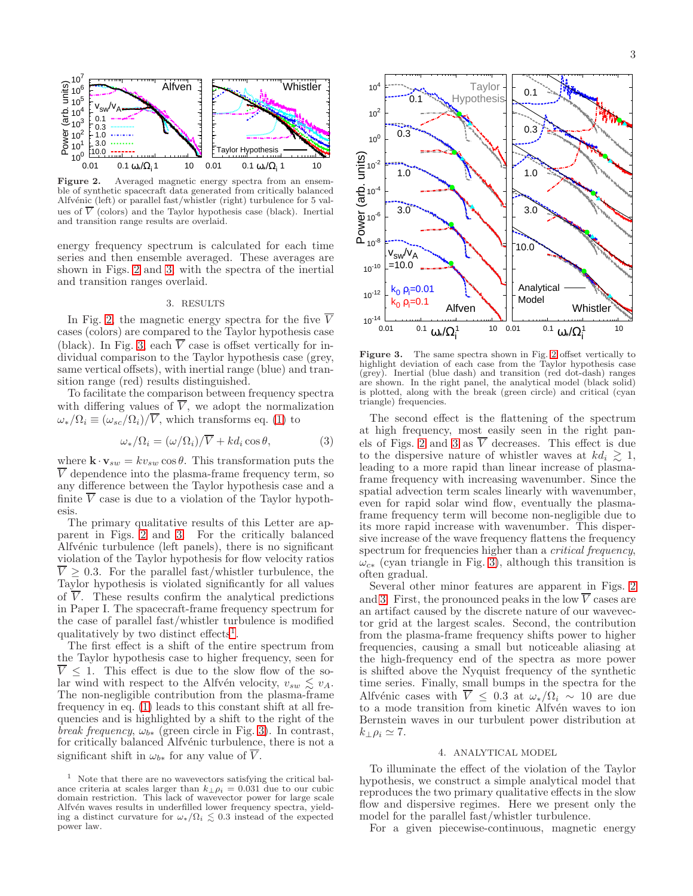**Figure 2.** Averaged magnetic energy spectra from an ensemble of synthetic spacecraft data generated from critically balanced Alfvénic (left) or parallel fast/whistler (right) turbulence for 5 values of $\overline{V}$ (colors) and the Taylor hypothesis case (black). Inertial and transition range results are overlaid.

energy frequency spectrum is calculated for each time series and then ensemble averaged. These averages are shown in Figs. 2 and 3, with the spectra of the inertial and transition ranges overlaid.

## 3. RESULTS

In Fig. 2, the magnetic energy spectra for the five $\overline{V}$ cases (colors) are compared to the Taylor hypothesis case (black). In Fig. 3, each $\overline{V}$ case is offset vertically for individual comparison to the Taylor hypothesis case (grey, same vertical offsets), with inertial range (blue) and transition range (red) results distinguished.

To facilitate the comparison between frequency spectra with differing values of $\overline{V}$, we adopt the normalization $\omega_*/\Omega_i \equiv (\omega_{sc}/\Omega_i)/\overline{V}$, which transforms eq. (1) to

$$\omega_*/\Omega_i = (\omega/\Omega_i)/\overline{V} + kd_i \cos\theta, \quad (3)$$

where $\mathbf{k}\cdot\mathbf{v}_{sw} = kv_{sw}\cos\theta$. This transformation puts the $\overline{V}$ dependence into the plasma-frame frequency term, so any difference between the Taylor hypothesis case and a finite $\overline{V}$ case is due to a violation of the Taylor hypothesis.

The primary qualitative results of this Letter are apparent in Figs. 2 and 3. For the critically balanced Alfvénic turbulence (left panels), there is no significant violation of the Taylor hypothesis for flow velocity ratios $\overline{V} \geq 0.3$. For the parallel fast/whistler turbulence, the Taylor hypothesis is violated significantly for all values of $\overline{V}$. These results confirm the analytical predictions in Paper I. The spacecraft-frame frequency spectrum for the case of parallel fast/whistler turbulence is modified qualitatively by two distinct effects[1].

The first effect is a shift of the entire spectrum from the Taylor hypothesis case to higher frequency, seen for $\overline{V} \leq 1$. This effect is due to the slow flow of the solar wind with respect to the Alfvén velocity, $v_{sw} \lesssim v_A$. The non-negligible contribution from the plasma-frame frequency in eq. (1) leads to this constant shift at all frequencies and is highlighted by a shift to the right of the *break frequency*, $\omega_{b*}$ (green circle in Fig. 3). In contrast, for critically balanced Alfvénic turbulence, there is not a significant shift in $\omega_{b*}$ for any value of $\overline{V}$.

[1] Note that there are no wavevectors satisfying the critical balance criteria at scales larger than $k_\perp\rho_i = 0.031$ due to our cubic domain restriction. This lack of wavevector power for large scale Alfvén waves results in underfilled lower frequency spectra, yielding a distinct curvature for $\omega_*/\Omega_i \lesssim 0.3$ instead of the expected power law.

**Figure 3.** The same spectra shown in Fig. 2 offset vertically to highlight deviation of each case from the Taylor hypothesis case (grey). Inertial (blue dash) and transition (red dot-dash) ranges are shown. In the right panel, the analytical model (black solid) is plotted, along with the break (green circle) and critical (cyan triangle) frequencies.

The second effect is the flattening of the spectrum at high frequency, most easily seen in the right panels of Figs. 2 and 3 as $\overline{V}$ decreases. This effect is due to the dispersive nature of whistler waves at $kd_i \gtrsim 1$, leading to a more rapid than linear increase of plasma-frame frequency with increasing wavenumber. Since the spatial advection term scales linearly with wavenumber, even for rapid solar wind flow, eventually the plasma-frame frequency term will become non-negligible due to its more rapid increase with wavenumber. This dispersive increase of the wave frequency flattens the frequency spectrum for frequencies higher than a *critical frequency*, $\omega_{c*}$ (cyan triangle in Fig. 3), although this transition is often gradual.

Several other minor features are apparent in Figs. 2 and 3. First, the pronounced peaks in the low $\overline{V}$ cases are an artifact caused by the discrete nature of our wavevector grid at the largest scales. Second, the contribution from the plasma-frame frequency shifts power to higher frequencies, causing a small but noticeable aliasing at the high-frequency end of the spectra as more power is shifted above the Nyquist frequency of the synthetic time series. Finally, small bumps in the spectra for the Alfvénic cases with $\overline{V} \leq 0.3$ at $\omega_*/\Omega_i \sim 10$ are due to a mode transition from kinetic Alfvén waves to ion Bernstein waves in our turbulent power distribution at $k_\perp\rho_i \simeq 7$.

## 4. ANALYTICAL MODEL

To illuminate the effect of the violation of the Taylor hypothesis, we construct a simple analytical model that reproduces the two primary qualitative effects in the slow flow and dispersive regimes. Here we present only the model for the parallel fast/whistler turbulence.

For a given piecewise-continuous, magnetic energy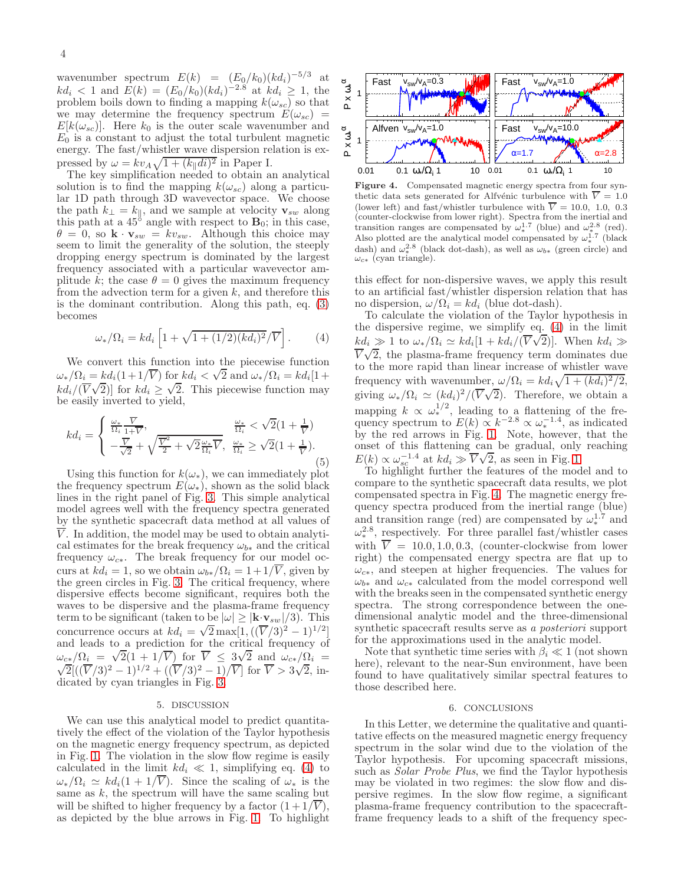wavenumber spectrum $E(k) = (E_0/k_0)(kd_i)^{-5/3}$ at $kd_i < 1$ and $E(k) = (E_0/k_0)(kd_i)^{-2.8}$ at $kd_i \geq 1$, the problem boils down to finding a mapping $k(\omega_{sc})$ so that we may determine the frequency spectrum $E(\omega_{sc}) = E[k(\omega_{sc})]$. Here $k_0$ is the outer scale wavenumber and $E_0$ is a constant to adjust the total turbulent magnetic energy. The fast/whistler wave dispersion relation is expressed by $\omega = kv_A\sqrt{1+(k_\parallel di)^2}$ in Paper I.

The key simplification needed to obtain an analytical solution is to find the mapping $k(\omega_{sc})$ along a particular 1D path through 3D wavevector space. We choose the path $k_\perp = k_\parallel$, and we sample at velocity $\mathbf{v}_{sw}$ along this path at a 45° angle with respect to $\mathbf{B}_0$; in this case, $\theta = 0$, so $\mathbf{k}\cdot\mathbf{v}_{sw} = kv_{sw}$. Although this choice may seem to limit the generality of the solution, the steeply dropping energy spectrum is dominated by the largest frequency associated with a particular wavevector amplitude $k$; the case $\theta = 0$ gives the maximum frequency from the advection term for a given $k$, and therefore this is the dominant contribution. Along this path, eq. (3) becomes

$$\omega_*/\Omega_i = kd_i\left[1+\sqrt{1+(1/2)(kd_i)^2}/\overline{V}\right]. \qquad (4)$$

We convert this function into the piecewise function $\omega_*/\Omega_i = kd_i(1+1/\overline{V})$ for $kd_i < \sqrt{2}$ and $\omega_*/\Omega_i = kd_i[1+kd_i/(\overline{V}\sqrt{2})]$ for $kd_i \geq \sqrt{2}$. This piecewise function may be easily inverted to yield,

$$kd_i = \begin{cases} \frac{\omega_*}{\Omega_i}\frac{\overline{V}}{1+\overline{V}}, & \frac{\omega_*}{\Omega_i} < \sqrt{2}(1+\frac{1}{\overline{V}}) \\ -\frac{\overline{V}}{\sqrt{2}} + \sqrt{\frac{\overline{V}^2}{2} + \sqrt{2}\frac{\omega_*}{\Omega_i}\overline{V}}, & \frac{\omega_*}{\Omega_i} \geq \sqrt{2}(1+\frac{1}{\overline{V}}). \end{cases} \qquad (5)$$

Using this function for $k(\omega_*)$, we can immediately plot the frequency spectrum $E(\omega_*)$, shown as the solid black lines in the right panel of Fig. 3. This simple analytical model agrees well with the frequency spectra generated by the synthetic spacecraft data method at all values of $\overline{V}$. In addition, the model may be used to obtain analytical estimates for the break frequency $\omega_{b*}$ and the critical frequency $\omega_{c*}$. The break frequency for our model occurs at $kd_i = 1$, so we obtain $\omega_{b*}/\Omega_i = 1+1/\overline{V}$, given by the green circles in Fig. 3. The critical frequency, where dispersive effects become significant, requires both the waves to be dispersive and the plasma-frame frequency term to be significant (taken to be $|\omega| \geq |\mathbf{k}\cdot\mathbf{v}_{sw}|/3$). This concurrence occurs at $kd_i = \sqrt{2}\max[1, ((\overline{V}/3)^2-1)^{1/2}]$ and leads to a prediction for the critical frequency of $\omega_{c*}/\Omega_i = \sqrt{2}(1+1/\overline{V})$ for $\overline{V} \leq 3\sqrt{2}$ and $\omega_{c*}/\Omega_i = \sqrt{2}[((\overline{V}/3)^2-1)^{1/2} + ((\overline{V}/3)^2-1)/\overline{V}]$ for $\overline{V} > 3\sqrt{2}$, indicated by cyan triangles in Fig. 3.

## 5. DISCUSSION

We can use this analytical model to predict quantitatively the effect of the violation of the Taylor hypothesis on the magnetic energy frequency spectrum, as depicted in Fig. 1. The violation in the slow flow regime is easily calculated in the limit $kd_i \ll 1$, simplifying eq. (4) to $\omega_*/\Omega_i \simeq kd_i(1+1/\overline{V})$. Since the scaling of $\omega_*$ is the same as $k$, the spectrum will have the same scaling but will be shifted to higher frequency by a factor $(1+1/\overline{V})$, as depicted by the blue arrows in Fig. 1. To highlight this effect for non-dispersive waves, we apply this result to an artificial fast/whistler dispersion relation that has no dispersion, $\omega/\Omega_i = kd_i$ (blue dot-dash).

To calculate the violation of the Taylor hypothesis in the dispersive regime, we simplify eq. (4) in the limit $kd_i \gg 1$ to $\omega_*/\Omega_i \simeq kd_i[1+kd_i/(\overline{V}\sqrt{2})]$. When $kd_i \gg \overline{V}\sqrt{2}$, the plasma-frame frequency term dominates due to the more rapid than linear increase of whistler wave frequency with wavenumber, $\omega/\Omega_i = kd_i\sqrt{1+(kd_i)^2/2}$, giving $\omega_*/\Omega_i \simeq (kd_i)^2/(\overline{V}\sqrt{2})$. Therefore, we obtain a mapping $k \propto \omega_*^{1/2}$, leading to a flattening of the frequency spectrum to $E(k) \propto k^{-2.8} \propto \omega_*^{-1.4}$, as indicated by the red arrows in Fig. 1. Note, however, that the onset of this flattening can be gradual, only reaching $E(k) \propto \omega_{sc}^{-1.4}$ at $kd_i \gg \overline{V}\sqrt{2}$, as seen in Fig. 1.

**Figure 4.** Compensated magnetic energy spectra from four synthetic data sets generated for Alfvénic turbulence with $\overline{V} = 1.0$ (lower left) and fast/whistler turbulence with $\overline{V} = 10.0,\ 1.0,\ 0.3$ (counter-clockwise from lower right). Spectra from the inertial and transition ranges are compensated by $\omega_*^{1.7}$ (blue) and $\omega_*^{2.8}$ (red). Also plotted are the analytical model compensated by $\omega_*^{1.7}$ (black dash) and $\omega_*^{2.8}$ (black dot-dash), as well as $\omega_{b*}$ (green circle) and $\omega_{c*}$ (cyan triangle).

To highlight further the features of the model and to compare to the synthetic spacecraft data results, we plot compensated spectra in Fig. 4. The magnetic energy frequency spectra produced from the inertial range (blue) and transition range (red) are compensated by $\omega_*^{1.7}$ and $\omega_*^{2.8}$, respectively. For three parallel fast/whistler cases with $\overline{V} = 10.0, 1.0, 0.3$, (counter-clockwise from lower right) the compensated energy spectra are flat up to $\omega_{c*}$, and steepen at higher frequencies. The values for $\omega_{b*}$ and $\omega_{c*}$ calculated from the model correspond well with the breaks seen in the compensated synthetic energy spectra. The strong correspondence between the one-dimensional analytic model and the three-dimensional synthetic spacecraft results serve as *a posteriori* support for the approximations used in the analytic model.

Note that synthetic time series with $\beta_i \ll 1$ (not shown here), relevant to the near-Sun environment, have been found to have qualitatively similar spectral features to those described here.

## 6. CONCLUSIONS

In this Letter, we determine the qualitative and quantitative effects on the measured magnetic energy frequency spectrum in the solar wind due to the violation of the Taylor hypothesis. For upcoming spacecraft missions, such as *Solar Probe Plus*, we find the Taylor hypothesis may be violated in two regimes: the slow flow and dispersive regimes. In the slow flow regime, a significant plasma-frame frequency contribution to the spacecraft-frame frequency leads to a shift of the frequency spec-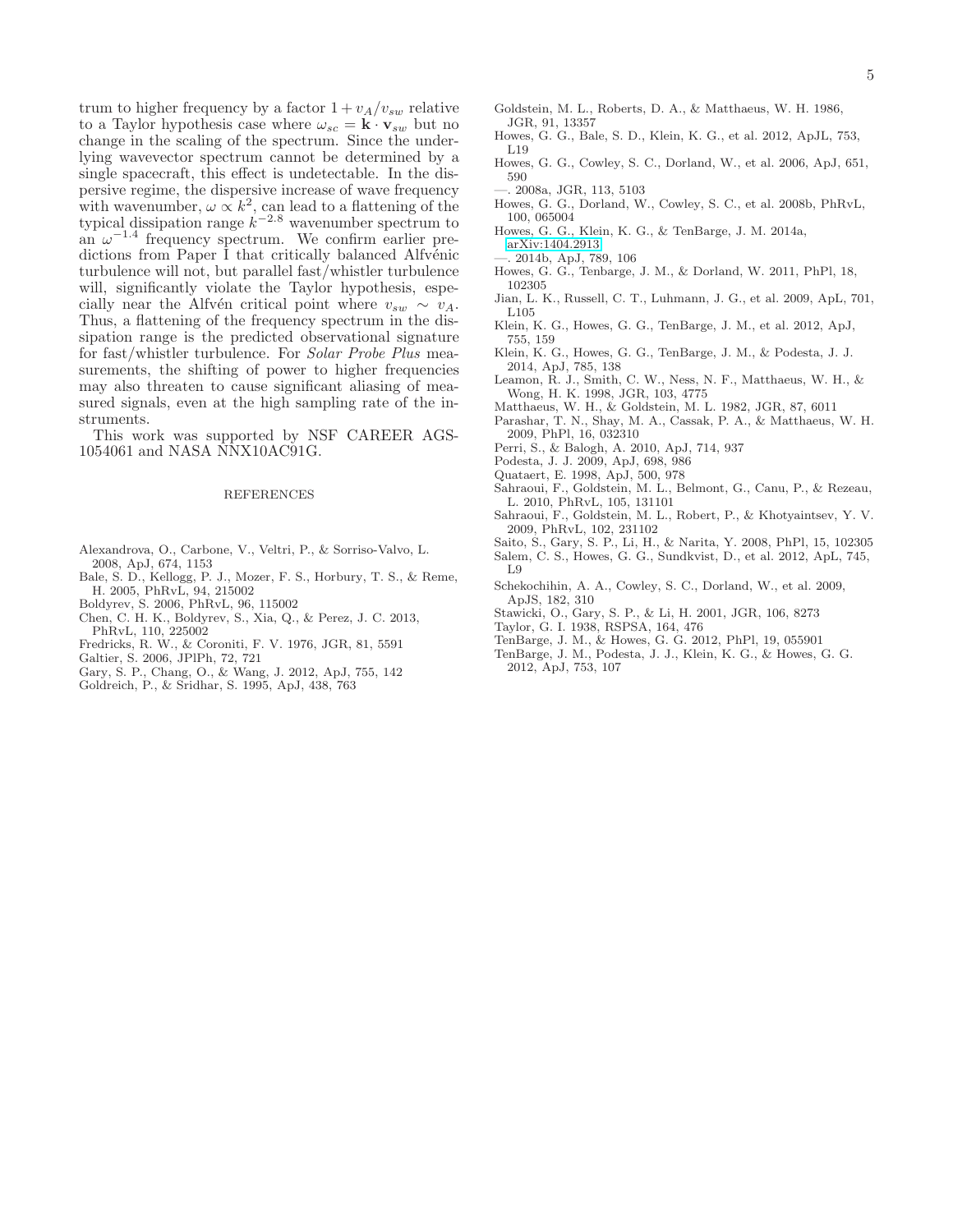trum to higher frequency by a factor $1 + v_A/v_{sw}$ relative to a Taylor hypothesis case where $\omega_{sc} = \mathbf{k} \cdot \mathbf{v}_{sw}$ but no change in the scaling of the spectrum. Since the underlying wavevector spectrum cannot be determined by a single spacecraft, this effect is undetectable. In the dispersive regime, the dispersive increase of wave frequency with wavenumber, $\omega \propto k^2$, can lead to a flattening of the typical dissipation range $k^{-2.8}$ wavenumber spectrum to an $\omega^{-1.4}$ frequency spectrum. We confirm earlier predictions from Paper I that critically balanced Alfvénic turbulence will not, but parallel fast/whistler turbulence will, significantly violate the Taylor hypothesis, especially near the Alfvén critical point where $v_{sw} \sim v_A$. Thus, a flattening of the frequency spectrum in the dissipation range is the predicted observational signature for fast/whistler turbulence. For *Solar Probe Plus* measurements, the shifting of power to higher frequencies may also threaten to cause significant aliasing of measured signals, even at the high sampling rate of the instruments.

This work was supported by NSF CAREER AGS-1054061 and NASA NNX10AC91G.

## REFERENCES

Alexandrova, O., Carbone, V., Veltri, P., & Sorriso-Valvo, L. 2008, ApJ, 674, 1153

Bale, S. D., Kellogg, P. J., Mozer, F. S., Horbury, T. S., & Reme, H. 2005, PhRvL, 94, 215002

Boldyrev, S. 2006, PhRvL, 96, 115002

Chen, C. H. K., Boldyrev, S., Xia, Q., & Perez, J. C. 2013, PhRvL, 110, 225002

Fredricks, R. W., & Coroniti, F. V. 1976, JGR, 81, 5591

Galtier, S. 2006, JPlPh, 72, 721

Gary, S. P., Chang, O., & Wang, J. 2012, ApJ, 755, 142

Goldreich, P., & Sridhar, S. 1995, ApJ, 438, 763

Goldstein, M. L., Roberts, D. A., & Matthaeus, W. H. 1986, JGR, 91, 13357

Howes, G. G., Bale, S. D., Klein, K. G., et al. 2012, ApJL, 753, L19

Howes, G. G., Cowley, S. C., Dorland, W., et al. 2006, ApJ, 651, 590

—. 2008a, JGR, 113, 5103

Howes, G. G., Dorland, W., Cowley, S. C., et al. 2008b, PhRvL, 100, 065004

Howes, G. G., Klein, K. G., & TenBarge, J. M. 2014a, arXiv:1404.2913

—. 2014b, ApJ, 789, 106

Howes, G. G., Tenbarge, J. M., & Dorland, W. 2011, PhPl, 18, 102305

Jian, L. K., Russell, C. T., Luhmann, J. G., et al. 2009, ApL, 701, L105

Klein, K. G., Howes, G. G., TenBarge, J. M., et al. 2012, ApJ, 755, 159

Klein, K. G., Howes, G. G., TenBarge, J. M., & Podesta, J. J. 2014, ApJ, 785, 138

Leamon, R. J., Smith, C. W., Ness, N. F., Matthaeus, W. H., & Wong, H. K. 1998, JGR, 103, 4775

Matthaeus, W. H., & Goldstein, M. L. 1982, JGR, 87, 6011

Parashar, T. N., Shay, M. A., Cassak, P. A., & Matthaeus, W. H. 2009, PhPl, 16, 032310

Perri, S., & Balogh, A. 2010, ApJ, 714, 937

Podesta, J. J. 2009, ApJ, 698, 986

Quataert, E. 1998, ApJ, 500, 978

Sahraoui, F., Goldstein, M. L., Belmont, G., Canu, P., & Rezeau, L. 2010, PhRvL, 105, 131101

Sahraoui, F., Goldstein, M. L., Robert, P., & Khotyaintsev, Y. V. 2009, PhRvL, 102, 231102

Saito, S., Gary, S. P., Li, H., & Narita, Y. 2008, PhPl, 15, 102305

Salem, C. S., Howes, G. G., Sundkvist, D., et al. 2012, ApL, 745, L9

Schekochihin, A. A., Cowley, S. C., Dorland, W., et al. 2009, ApJS, 182, 310

Stawicki, O., Gary, S. P., & Li, H. 2001, JGR, 106, 8273

Taylor, G. I. 1938, RSPSA, 164, 476

TenBarge, J. M., & Howes, G. G. 2012, PhPl, 19, 055901

TenBarge, J. M., Podesta, J. J., Klein, K. G., & Howes, G. G. 2012, ApJ, 753, 107